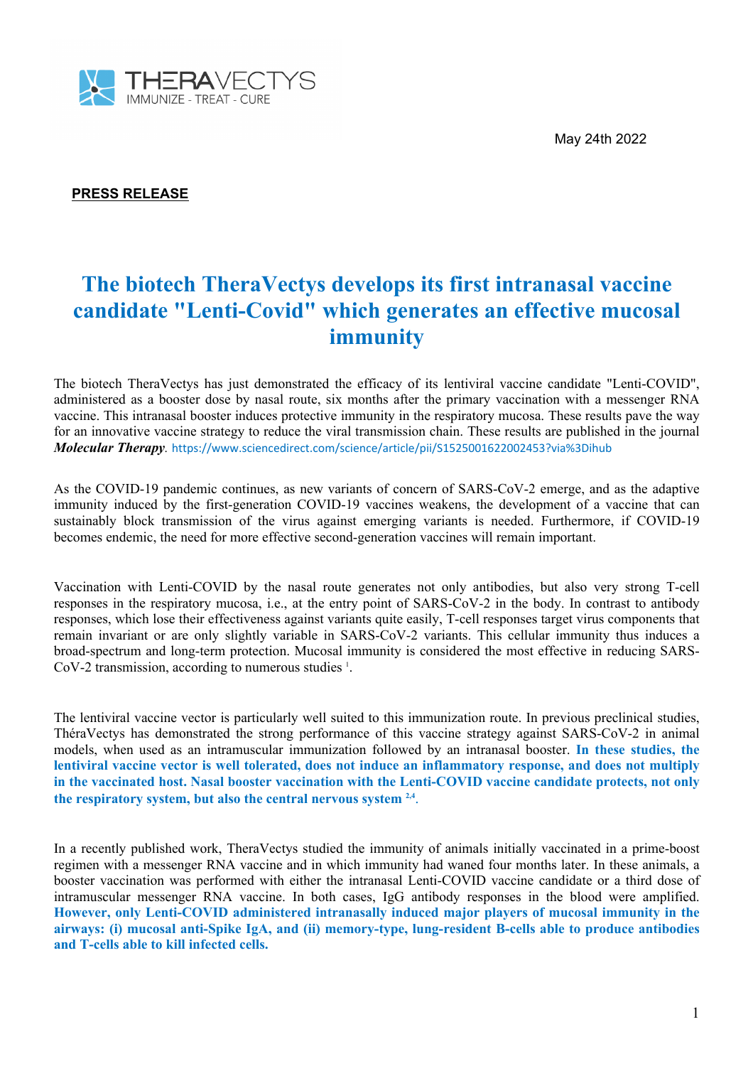THERAVECTYS
IMMUNIZE - TREAT - CURE

May 24th 2022

**PRESS RELEASE**

# The biotech TheraVectys develops its first intranasal vaccine candidate "Lenti-Covid" which generates an effective mucosal immunity

The biotech TheraVectys has just demonstrated the efficacy of its lentiviral vaccine candidate "Lenti-COVID", administered as a booster dose by nasal route, six months after the primary vaccination with a messenger RNA vaccine. This intranasal booster induces protective immunity in the respiratory mucosa. These results pave the way for an innovative vaccine strategy to reduce the viral transmission chain. These results are published in the journal ***Molecular Therapy***. https://www.sciencedirect.com/science/article/pii/S1525001622002453?via%3Dihub

As the COVID-19 pandemic continues, as new variants of concern of SARS-CoV-2 emerge, and as the adaptive immunity induced by the first-generation COVID-19 vaccines weakens, the development of a vaccine that can sustainably block transmission of the virus against emerging variants is needed. Furthermore, if COVID-19 becomes endemic, the need for more effective second-generation vaccines will remain important.

Vaccination with Lenti-COVID by the nasal route generates not only antibodies, but also very strong T-cell responses in the respiratory mucosa, i.e., at the entry point of SARS-CoV-2 in the body. In contrast to antibody responses, which lose their effectiveness against variants quite easily, T-cell responses target virus components that remain invariant or are only slightly variable in SARS-CoV-2 variants. This cellular immunity thus induces a broad-spectrum and long-term protection. Mucosal immunity is considered the most effective in reducing SARS-CoV-2 transmission, according to numerous studies [1].

The lentiviral vaccine vector is particularly well suited to this immunization route. In previous preclinical studies, ThéraVectys has demonstrated the strong performance of this vaccine strategy against SARS-CoV-2 in animal models, when used as an intramuscular immunization followed by an intranasal booster. **In these studies, the lentiviral vaccine vector is well tolerated, does not induce an inflammatory response, and does not multiply in the vaccinated host. Nasal booster vaccination with the Lenti-COVID vaccine candidate protects, not only the respiratory system, but also the central nervous system** [2,4].

In a recently published work, TheraVectys studied the immunity of animals initially vaccinated in a prime-boost regimen with a messenger RNA vaccine and in which immunity had waned four months later. In these animals, a booster vaccination was performed with either the intranasal Lenti-COVID vaccine candidate or a third dose of intramuscular messenger RNA vaccine. In both cases, IgG antibody responses in the blood were amplified. **However, only Lenti-COVID administered intranasally induced major players of mucosal immunity in the airways: (i) mucosal anti-Spike IgA, and (ii) memory-type, lung-resident B-cells able to produce antibodies and T-cells able to kill infected cells.**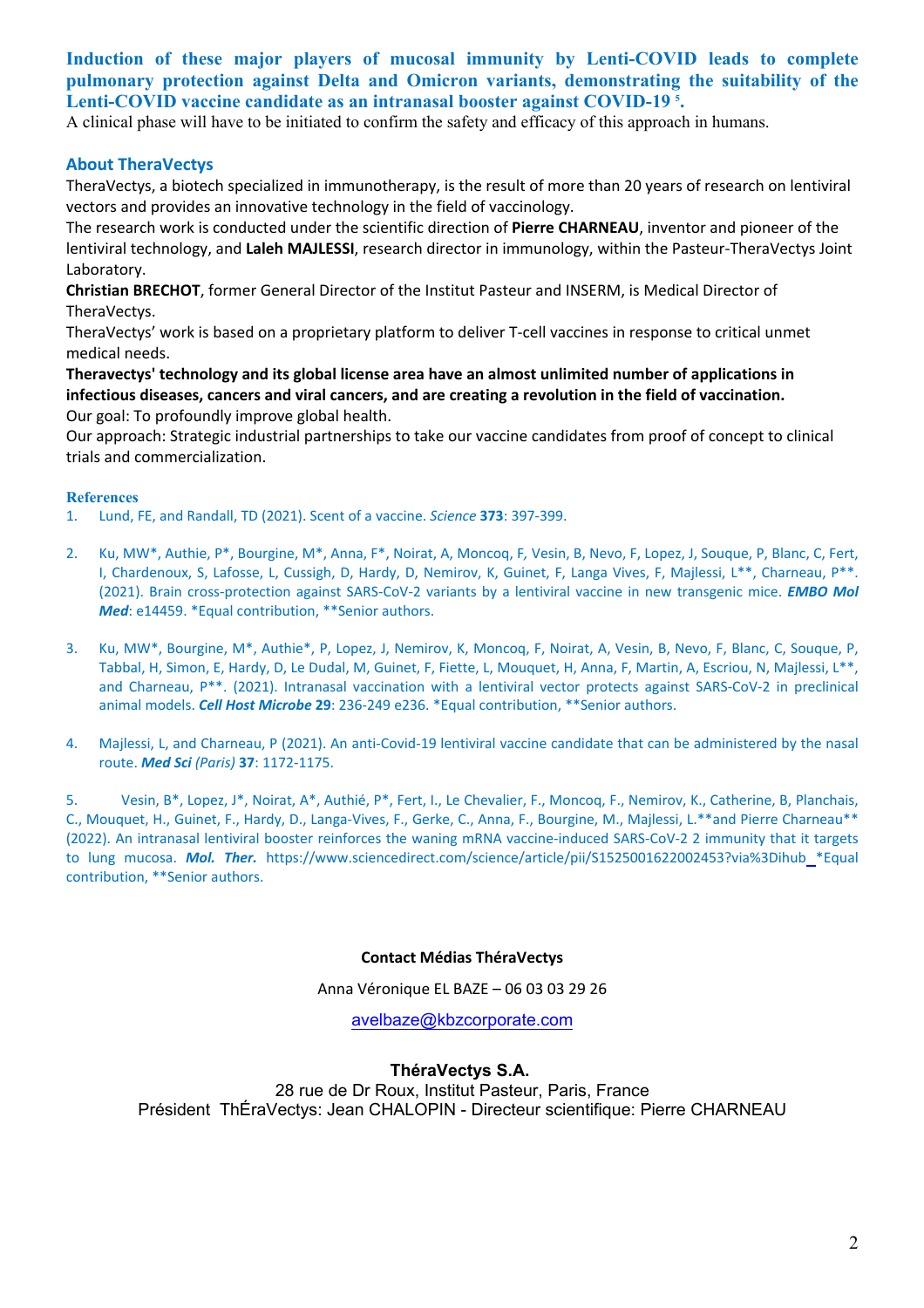**Induction of these major players of mucosal immunity by Lenti-COVID leads to complete pulmonary protection against Delta and Omicron variants, demonstrating the suitability of the Lenti-COVID vaccine candidate as an intranasal booster against COVID-19 [5].**

A clinical phase will have to be initiated to confirm the safety and efficacy of this approach in humans.

## About TheraVectys

TheraVectys, a biotech specialized in immunotherapy, is the result of more than 20 years of research on lentiviral vectors and provides an innovative technology in the field of vaccinology.

The research work is conducted under the scientific direction of **Pierre CHARNEAU**, inventor and pioneer of the lentiviral technology, and **Laleh MAJLESSI**, research director in immunology, within the Pasteur-TheraVectys Joint Laboratory.

**Christian BRECHOT**, former General Director of the Institut Pasteur and INSERM, is Medical Director of TheraVectys.

TheraVectys' work is based on a proprietary platform to deliver T-cell vaccines in response to critical unmet medical needs.

**Theravectys' technology and its global license area have an almost unlimited number of applications in infectious diseases, cancers and viral cancers, and are creating a revolution in the field of vaccination.**

Our goal: To profoundly improve global health.

Our approach: Strategic industrial partnerships to take our vaccine candidates from proof of concept to clinical trials and commercialization.

### References

1. Lund, FE, and Randall, TD (2021). Scent of a vaccine. *Science* **373**: 397-399.

2. Ku, MW*, Authie, P*, Bourgine, M*, Anna, F*, Noirat, A, Moncoq, F, Vesin, B, Nevo, F, Lopez, J, Souque, P, Blanc, C, Fert, I, Chardenoux, S, Lafosse, L, Cussigh, D, Hardy, D, Nemirov, K, Guinet, F, Langa Vives, F, Majlessi, L**, Charneau, P**. (2021). Brain cross-protection against SARS-CoV-2 variants by a lentiviral vaccine in new transgenic mice. ***EMBO Mol Med***: e14459. *Equal contribution, **Senior authors.

3. Ku, MW*, Bourgine, M*, Authie*, P, Lopez, J, Nemirov, K, Moncoq, F, Noirat, A, Vesin, B, Nevo, F, Blanc, C, Souque, P, Tabbal, H, Simon, E, Hardy, D, Le Dudal, M, Guinet, F, Fiette, L, Mouquet, H, Anna, F, Martin, A, Escriou, N, Majlessi, L**, and Charneau, P**. (2021). Intranasal vaccination with a lentiviral vector protects against SARS-CoV-2 in preclinical animal models. ***Cell Host Microbe*** **29**: 236-249 e236. *Equal contribution, **Senior authors.

4. Majlessi, L, and Charneau, P (2021). An anti-Covid-19 lentiviral vaccine candidate that can be administered by the nasal route. ***Med Sci*** *(Paris)* **37**: 1172-1175.

5. Vesin, B*, Lopez, J*, Noirat, A*, Authié, P*, Fert, I., Le Chevalier, F., Moncoq, F., Nemirov, K., Catherine, B, Planchais, C., Mouquet, H., Guinet, F., Hardy, D., Langa-Vives, F., Gerke, C., Anna, F., Bourgine, M., Majlessi, L.**and Pierre Charneau** (2022). An intranasal lentiviral booster reinforces the waning mRNA vaccine-induced SARS-CoV-2 immunity that it targets to lung mucosa. ***Mol. Ther.*** https://www.sciencedirect.com/science/article/pii/S1525001622002453?via%3Dihub *Equal contribution, **Senior authors.

**Contact Médias ThéraVectys**

Anna Véronique EL BAZE – 06 03 03 29 26

avelbaze@kbzcorporate.com

**ThéraVectys S.A.**

28 rue de Dr Roux, Institut Pasteur, Paris, France

Président ThÉraVectys: Jean CHALOPIN - Directeur scientifique: Pierre CHARNEAU